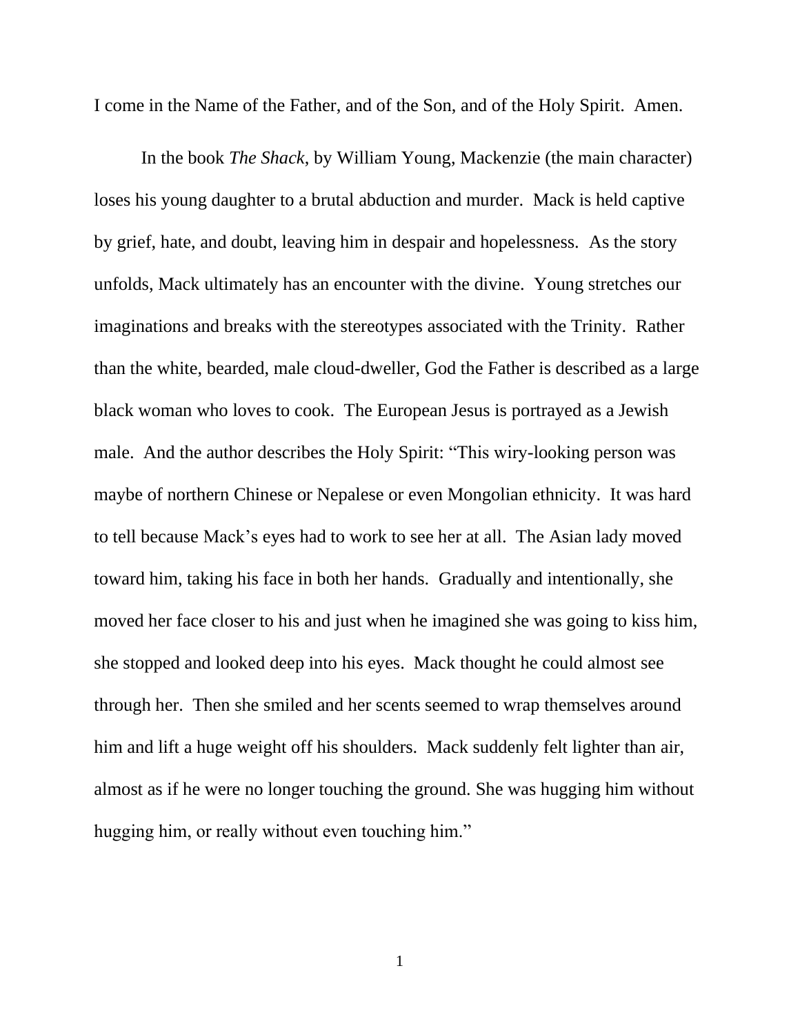I come in the Name of the Father, and of the Son, and of the Holy Spirit. Amen.

In the book *The Shack*, by William Young, Mackenzie (the main character) loses his young daughter to a brutal abduction and murder. Mack is held captive by grief, hate, and doubt, leaving him in despair and hopelessness. As the story unfolds, Mack ultimately has an encounter with the divine. Young stretches our imaginations and breaks with the stereotypes associated with the Trinity. Rather than the white, bearded, male cloud-dweller, God the Father is described as a large black woman who loves to cook. The European Jesus is portrayed as a Jewish male. And the author describes the Holy Spirit: "This wiry-looking person was maybe of northern Chinese or Nepalese or even Mongolian ethnicity. It was hard to tell because Mack's eyes had to work to see her at all. The Asian lady moved toward him, taking his face in both her hands. Gradually and intentionally, she moved her face closer to his and just when he imagined she was going to kiss him, she stopped and looked deep into his eyes. Mack thought he could almost see through her. Then she smiled and her scents seemed to wrap themselves around him and lift a huge weight off his shoulders. Mack suddenly felt lighter than air, almost as if he were no longer touching the ground. She was hugging him without hugging him, or really without even touching him."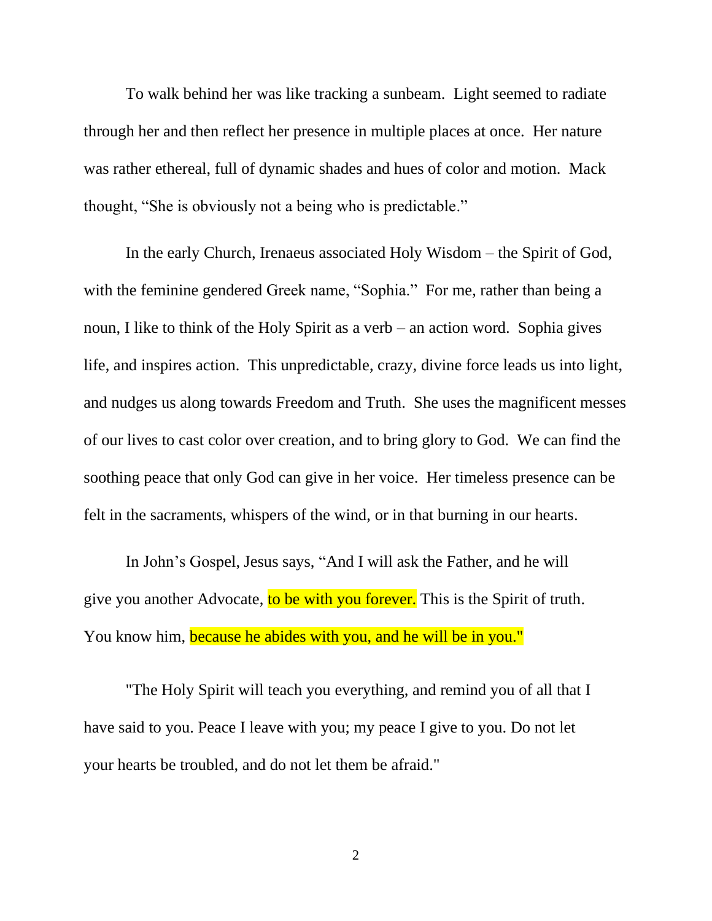To walk behind her was like tracking a sunbeam. Light seemed to radiate through her and then reflect her presence in multiple places at once. Her nature was rather ethereal, full of dynamic shades and hues of color and motion. Mack thought, “She is obviously not a being who is predictable.”

In the early Church, Irenaeus associated Holy Wisdom – the Spirit of God, with the feminine gendered Greek name, “Sophia.” For me, rather than being a noun, I like to think of the Holy Spirit as a verb – an action word. Sophia gives life, and inspires action. This unpredictable, crazy, divine force leads us into light, and nudges us along towards Freedom and Truth. She uses the magnificent messes of our lives to cast color over creation, and to bring glory to God. We can find the soothing peace that only God can give in her voice. Her timeless presence can be felt in the sacraments, whispers of the wind, or in that burning in our hearts.

In John’s Gospel, Jesus says, “And I will ask the Father, and he will give you another Advocate, to be with you forever. This is the Spirit of truth. You know him, because he abides with you, and he will be in you."

"The Holy Spirit will teach you everything, and remind you of all that I have said to you. Peace I leave with you; my peace I give to you. Do not let your hearts be troubled, and do not let them be afraid."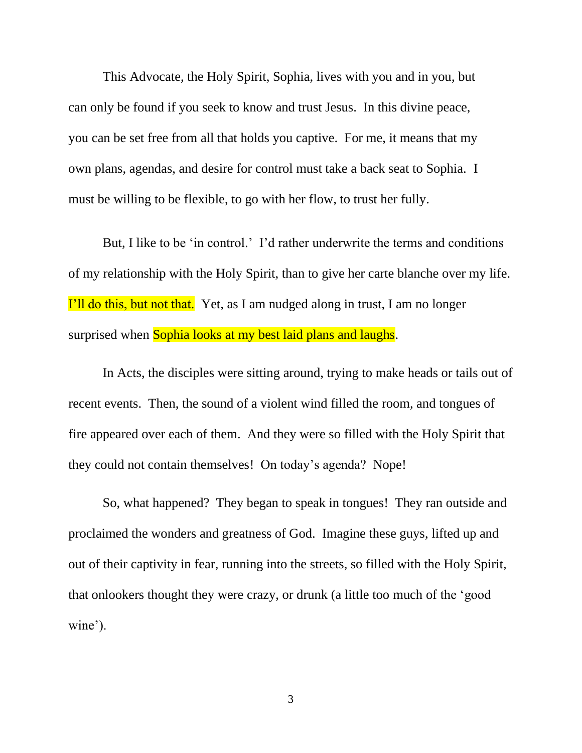This Advocate, the Holy Spirit, Sophia, lives with you and in you, but can only be found if you seek to know and trust Jesus. In this divine peace, you can be set free from all that holds you captive. For me, it means that my own plans, agendas, and desire for control must take a back seat to Sophia. I must be willing to be flexible, to go with her flow, to trust her fully.

But, I like to be 'in control.' I'd rather underwrite the terms and conditions of my relationship with the Holy Spirit, than to give her carte blanche over my life. I'll do this, but not that. Yet, as I am nudged along in trust, I am no longer surprised when Sophia looks at my best laid plans and laughs.

In Acts, the disciples were sitting around, trying to make heads or tails out of recent events. Then, the sound of a violent wind filled the room, and tongues of fire appeared over each of them. And they were so filled with the Holy Spirit that they could not contain themselves! On today's agenda? Nope!

So, what happened? They began to speak in tongues! They ran outside and proclaimed the wonders and greatness of God. Imagine these guys, lifted up and out of their captivity in fear, running into the streets, so filled with the Holy Spirit, that onlookers thought they were crazy, or drunk (a little too much of the 'good wine').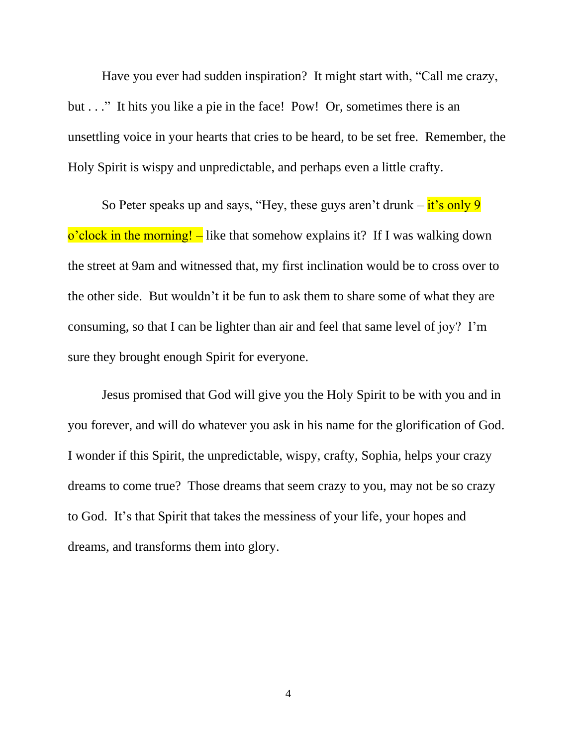Have you ever had sudden inspiration? It might start with, "Call me crazy, but . . ." It hits you like a pie in the face! Pow! Or, sometimes there is an unsettling voice in your hearts that cries to be heard, to be set free. Remember, the Holy Spirit is wispy and unpredictable, and perhaps even a little crafty.

So Peter speaks up and says, "Hey, these guys aren't drunk – it's only 9 o'clock in the morning! – like that somehow explains it? If I was walking down the street at 9am and witnessed that, my first inclination would be to cross over to the other side. But wouldn't it be fun to ask them to share some of what they are consuming, so that I can be lighter than air and feel that same level of joy? I'm sure they brought enough Spirit for everyone.

Jesus promised that God will give you the Holy Spirit to be with you and in you forever, and will do whatever you ask in his name for the glorification of God. I wonder if this Spirit, the unpredictable, wispy, crafty, Sophia, helps your crazy dreams to come true? Those dreams that seem crazy to you, may not be so crazy to God. It's that Spirit that takes the messiness of your life, your hopes and dreams, and transforms them into glory.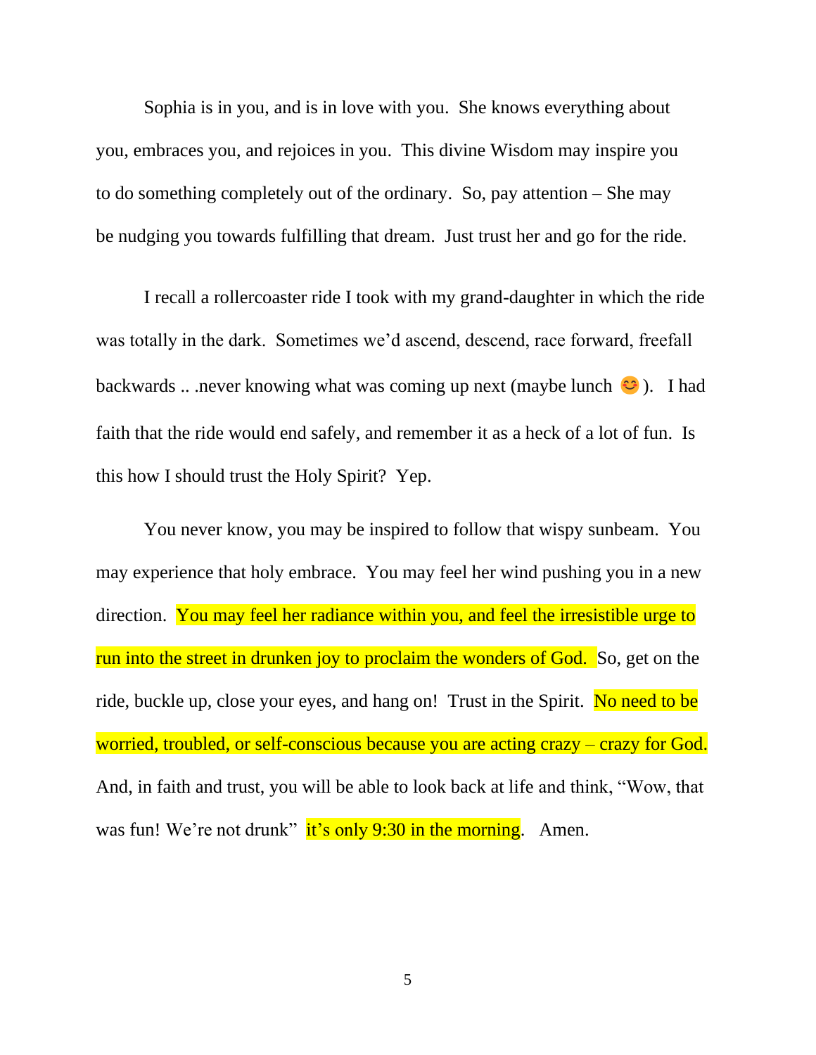Sophia is in you, and is in love with you. She knows everything about you, embraces you, and rejoices in you. This divine Wisdom may inspire you to do something completely out of the ordinary. So, pay attention – She may be nudging you towards fulfilling that dream. Just trust her and go for the ride.

I recall a rollercoaster ride I took with my grand-daughter in which the ride was totally in the dark. Sometimes we'd ascend, descend, race forward, freefall backwards .. .never knowing what was coming up next (maybe lunch 😊). I had faith that the ride would end safely, and remember it as a heck of a lot of fun. Is this how I should trust the Holy Spirit? Yep.

You never know, you may be inspired to follow that wispy sunbeam. You may experience that holy embrace. You may feel her wind pushing you in a new direction. You may feel her radiance within you, and feel the irresistible urge to run into the street in drunken joy to proclaim the wonders of God. So, get on the ride, buckle up, close your eyes, and hang on! Trust in the Spirit. No need to be worried, troubled, or self-conscious because you are acting crazy – crazy for God. And, in faith and trust, you will be able to look back at life and think, "Wow, that was fun! We're not drunk" it's only 9:30 in the morning. Amen.